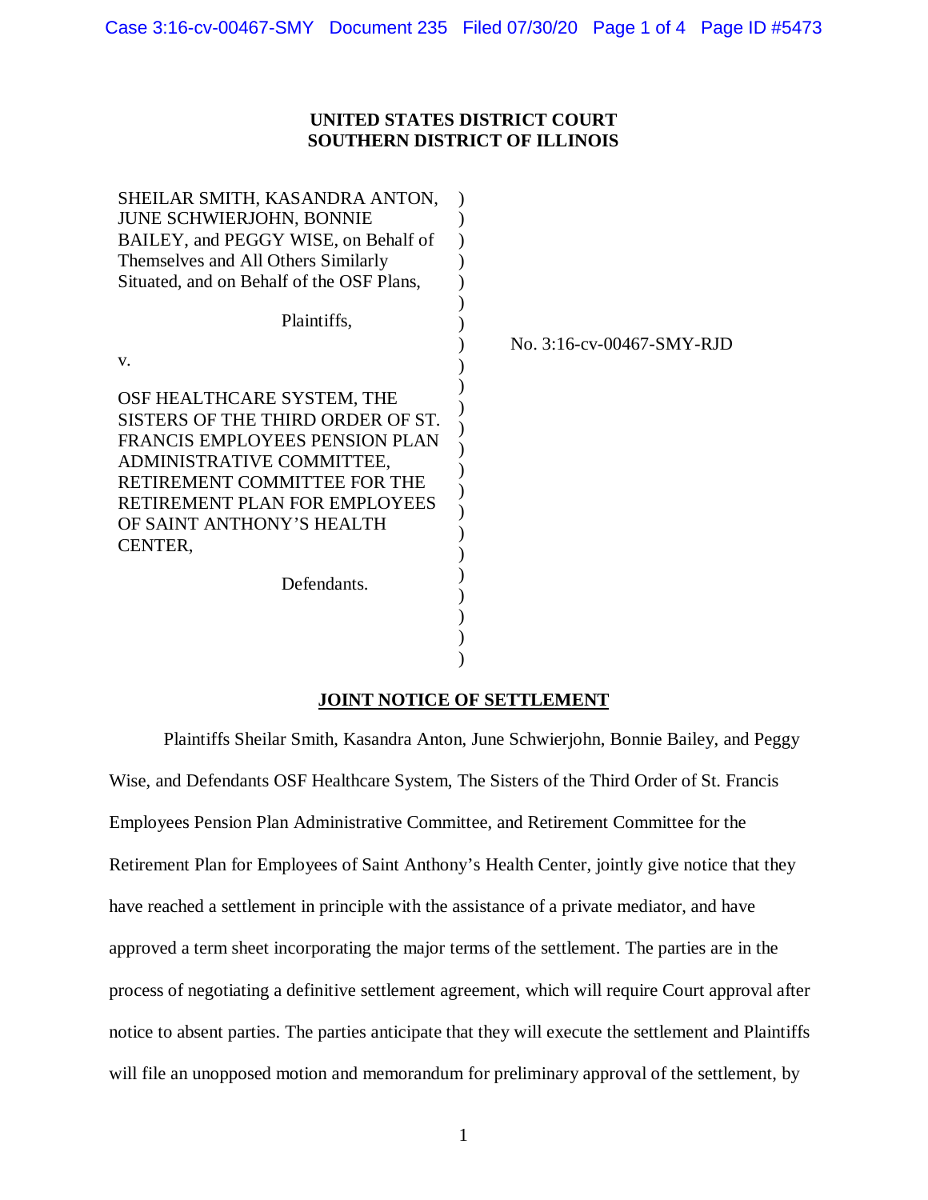**UNITED STATES DISTRICT COURT**
**SOUTHERN DISTRICT OF ILLINOIS**

SHEILAR SMITH, KASANDRA ANTON, JUNE SCHWIERJOHN, BONNIE BAILEY, and PEGGY WISE, on Behalf of Themselves and All Others Similarly Situated, and on Behalf of the OSF Plans,

Plaintiffs,

v.

OSF HEALTHCARE SYSTEM, THE SISTERS OF THE THIRD ORDER OF ST. FRANCIS EMPLOYEES PENSION PLAN ADMINISTRATIVE COMMITTEE, RETIREMENT COMMITTEE FOR THE RETIREMENT PLAN FOR EMPLOYEES OF SAINT ANTHONY'S HEALTH CENTER,

Defendants.

No. 3:16-cv-00467-SMY-RJD

**JOINT NOTICE OF SETTLEMENT**

Plaintiffs Sheilar Smith, Kasandra Anton, June Schwierjohn, Bonnie Bailey, and Peggy Wise, and Defendants OSF Healthcare System, The Sisters of the Third Order of St. Francis Employees Pension Plan Administrative Committee, and Retirement Committee for the Retirement Plan for Employees of Saint Anthony's Health Center, jointly give notice that they have reached a settlement in principle with the assistance of a private mediator, and have approved a term sheet incorporating the major terms of the settlement. The parties are in the process of negotiating a definitive settlement agreement, which will require Court approval after notice to absent parties. The parties anticipate that they will execute the settlement and Plaintiffs will file an unopposed motion and memorandum for preliminary approval of the settlement, by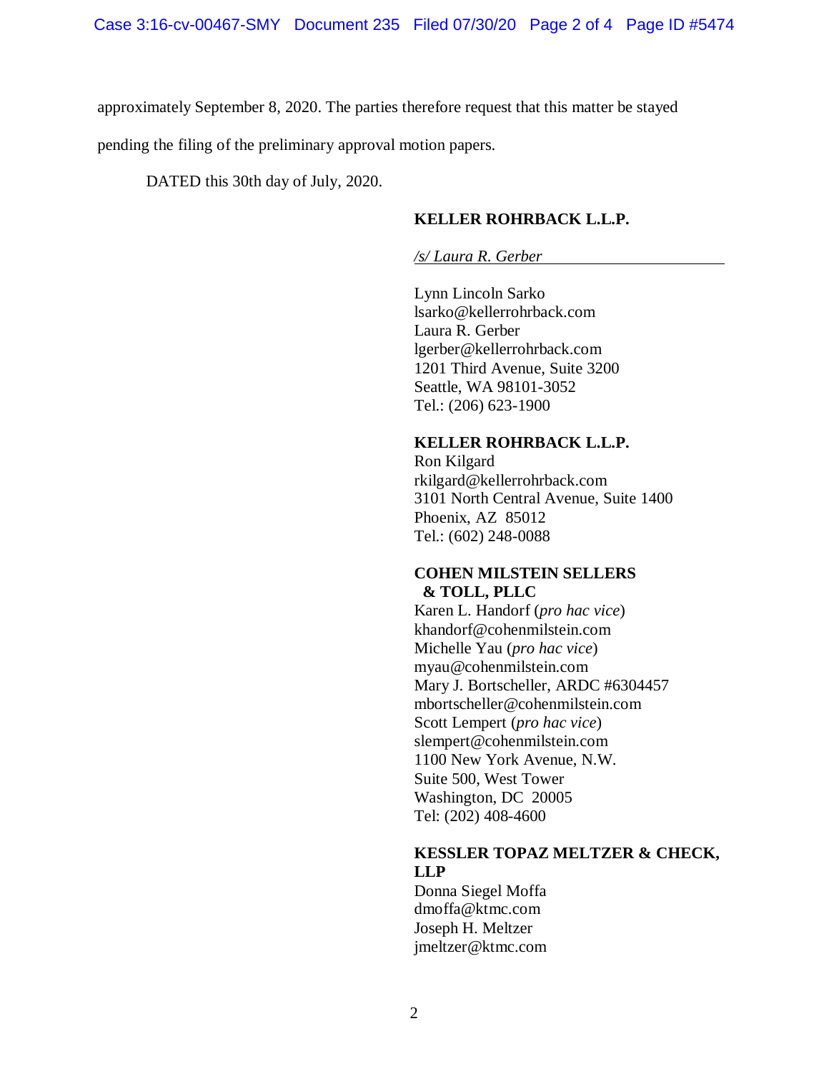approximately September 8, 2020. The parties therefore request that this matter be stayed pending the filing of the preliminary approval motion papers.

DATED this 30th day of July, 2020.

**KELLER ROHRBACK L.L.P.**

*/s/ Laura R. Gerber*

Lynn Lincoln Sarko
lsarko@kellerrohrback.com
Laura R. Gerber
lgerber@kellerrohrback.com
1201 Third Avenue, Suite 3200
Seattle, WA 98101-3052
Tel.: (206) 623-1900

**KELLER ROHRBACK L.L.P.**
Ron Kilgard
rkilgard@kellerrohrback.com
3101 North Central Avenue, Suite 1400
Phoenix, AZ 85012
Tel.: (602) 248-0088

**COHEN MILSTEIN SELLERS & TOLL, PLLC**
Karen L. Handorf (*pro hac vice*)
khandorf@cohenmilstein.com
Michelle Yau (*pro hac vice*)
myau@cohenmilstein.com
Mary J. Bortscheller, ARDC #6304457
mbortscheller@cohenmilstein.com
Scott Lempert (*pro hac vice*)
slempert@cohenmilstein.com
1100 New York Avenue, N.W.
Suite 500, West Tower
Washington, DC 20005
Tel: (202) 408-4600

**KESSLER TOPAZ MELTZER & CHECK, LLP**
Donna Siegel Moffa
dmoffa@ktmc.com
Joseph H. Meltzer
jmeltzer@ktmc.com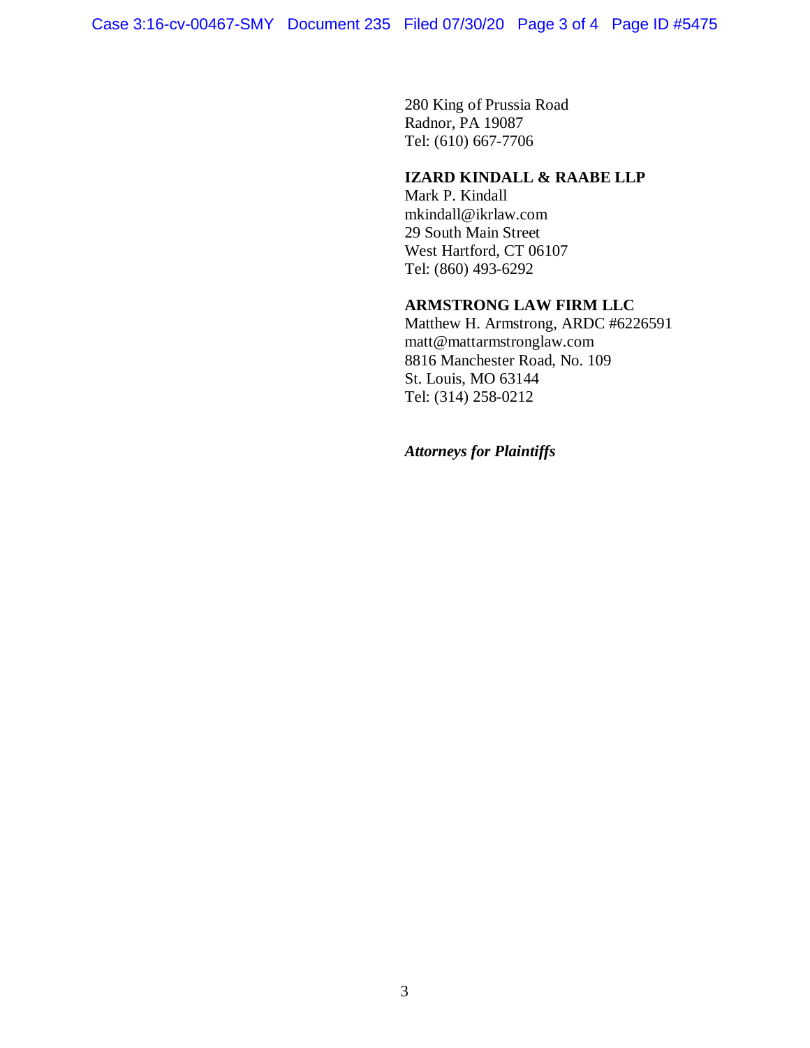280 King of Prussia Road
Radnor, PA 19087
Tel: (610) 667-7706

**IZARD KINDALL & RAABE LLP**
Mark P. Kindall
mkindall@ikrlaw.com
29 South Main Street
West Hartford, CT 06107
Tel: (860) 493-6292

**ARMSTRONG LAW FIRM LLC**
Matthew H. Armstrong, ARDC #6226591
matt@mattarmstronglaw.com
8816 Manchester Road, No. 109
St. Louis, MO 63144
Tel: (314) 258-0212

***Attorneys for Plaintiffs***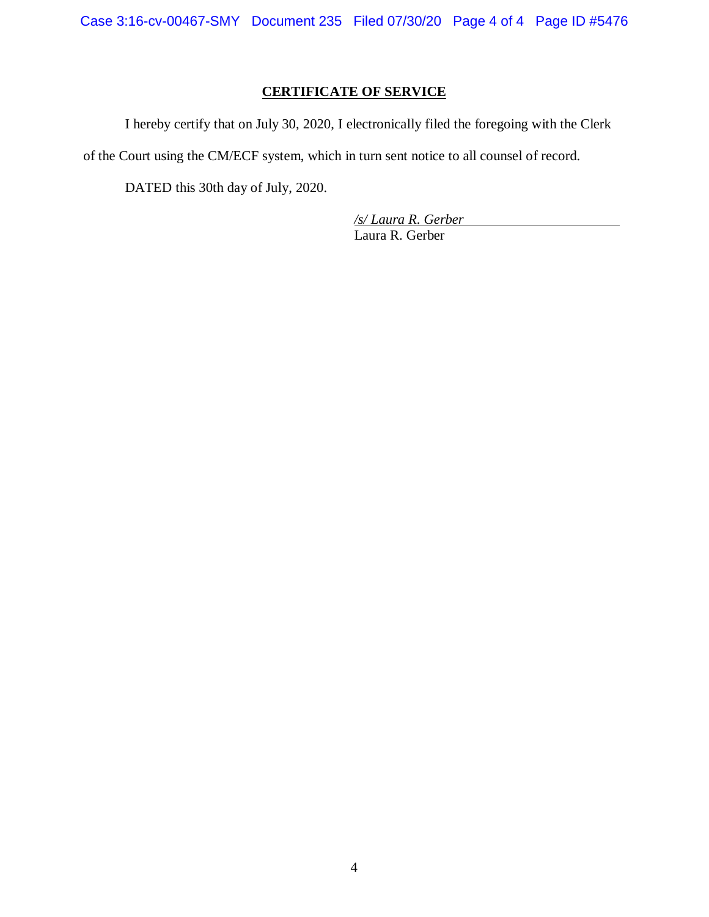**CERTIFICATE OF SERVICE**

I hereby certify that on July 30, 2020, I electronically filed the foregoing with the Clerk of the Court using the CM/ECF system, which in turn sent notice to all counsel of record.

DATED this 30th day of July, 2020.

*/s/ Laura R. Gerber*
Laura R. Gerber